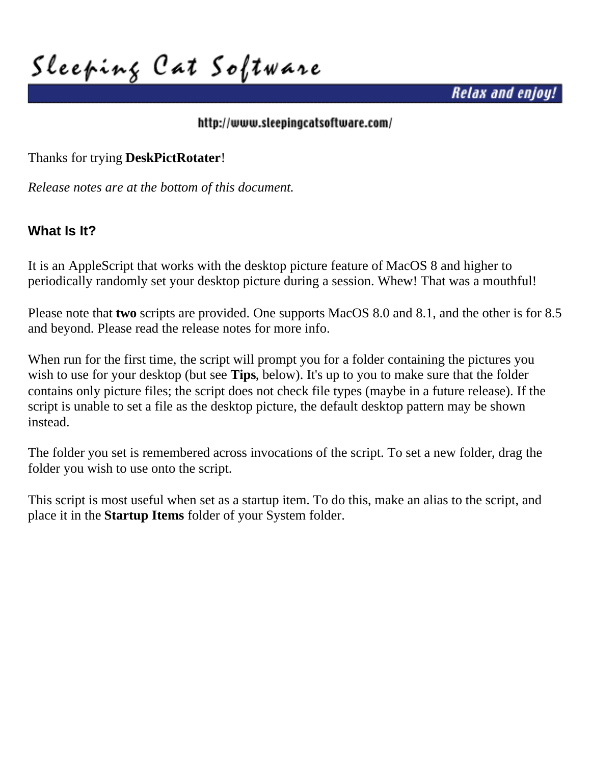# Sleeping Cat Software

**Relax and enjoy!**

http://www.sleepingcatsoftware.com/

Thanks for trying **DeskPictRotater**!

*Release notes are at the bottom of this document.*

## What Is It?

It is an AppleScript that works with the desktop picture feature of MacOS 8 and higher to periodically randomly set your desktop picture during a session. Whew! That was a mouthful!

Please note that **two** scripts are provided. One supports MacOS 8.0 and 8.1, and the other is for 8.5 and beyond. Please read the release notes for more info.

When run for the first time, the script will prompt you for a folder containing the pictures you wish to use for your desktop (but see **Tips**, below). It's up to you to make sure that the folder contains only picture files; the script does not check file types (maybe in a future release). If the script is unable to set a file as the desktop picture, the default desktop pattern may be shown instead.

The folder you set is remembered across invocations of the script. To set a new folder, drag the folder you wish to use onto the script.

This script is most useful when set as a startup item. To do this, make an alias to the script, and place it in the **Startup Items** folder of your System folder.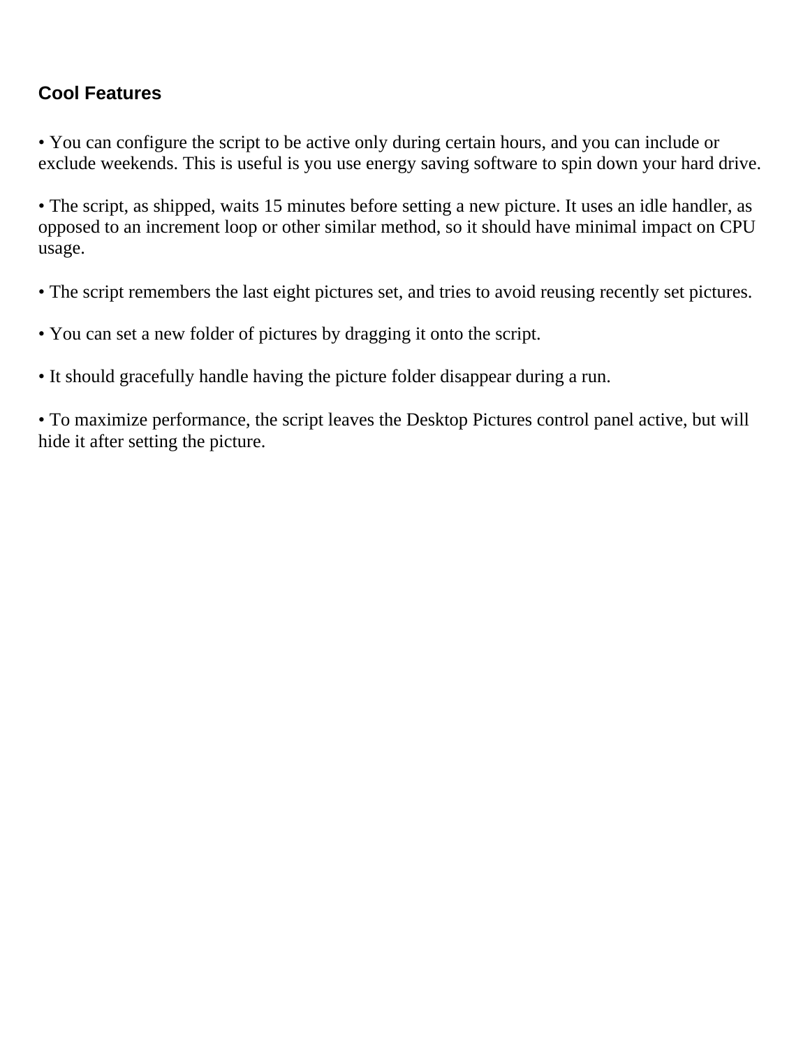## Cool Features

- You can configure the script to be active only during certain hours, and you can include or exclude weekends. This is useful is you use energy saving software to spin down your hard drive.

- The script, as shipped, waits 15 minutes before setting a new picture. It uses an idle handler, as opposed to an increment loop or other similar method, so it should have minimal impact on CPU usage.

- The script remembers the last eight pictures set, and tries to avoid reusing recently set pictures.

- You can set a new folder of pictures by dragging it onto the script.

- It should gracefully handle having the picture folder disappear during a run.

- To maximize performance, the script leaves the Desktop Pictures control panel active, but will hide it after setting the picture.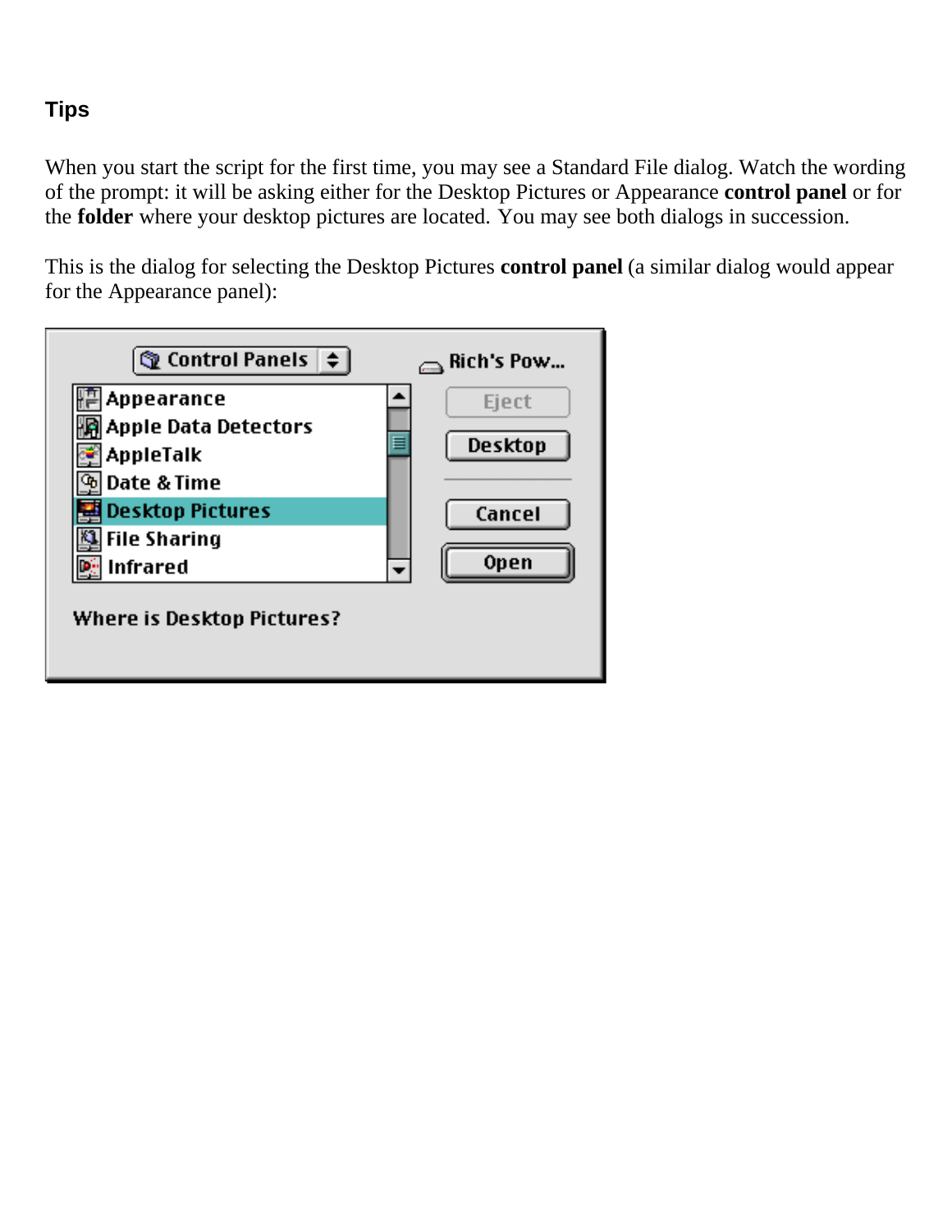## Tips

When you start the script for the first time, you may see a Standard File dialog. Watch the wording of the prompt: it will be asking either for the Desktop Pictures or Appearance **control panel** or for the **folder** where your desktop pictures are located. You may see both dialogs in succession.

This is the dialog for selecting the Desktop Pictures **control panel** (a similar dialog would appear for the Appearance panel):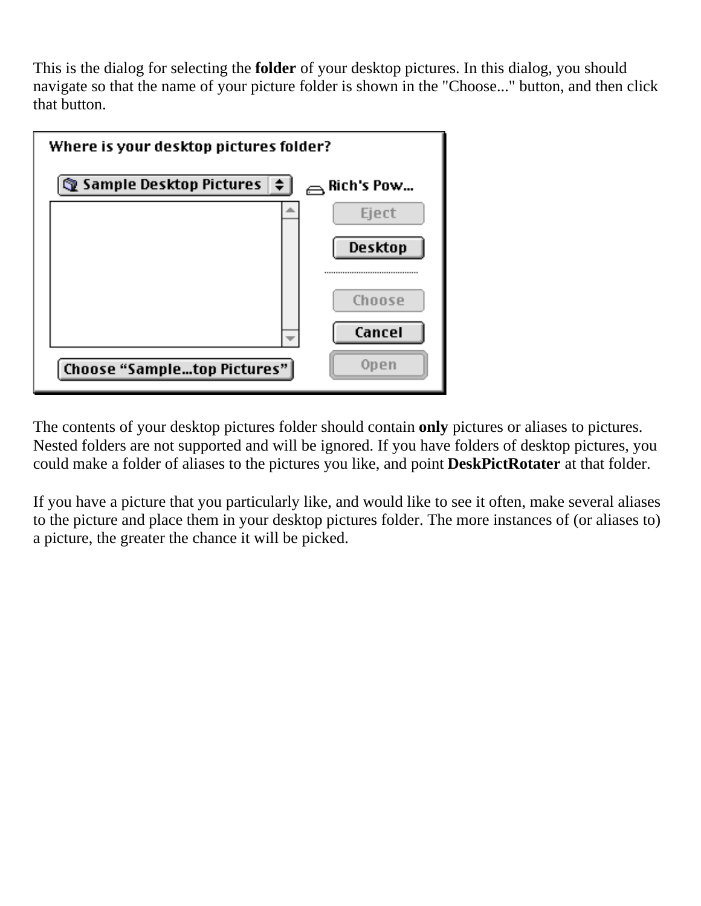This is the dialog for selecting the **folder** of your desktop pictures. In this dialog, you should navigate so that the name of your picture folder is shown in the "Choose..." button, and then click that button.

The contents of your desktop pictures folder should contain **only** pictures or aliases to pictures. Nested folders are not supported and will be ignored. If you have folders of desktop pictures, you could make a folder of aliases to the pictures you like, and point **DeskPictRotater** at that folder.

If you have a picture that you particularly like, and would like to see it often, make several aliases to the picture and place them in your desktop pictures folder. The more instances of (or aliases to) a picture, the greater the chance it will be picked.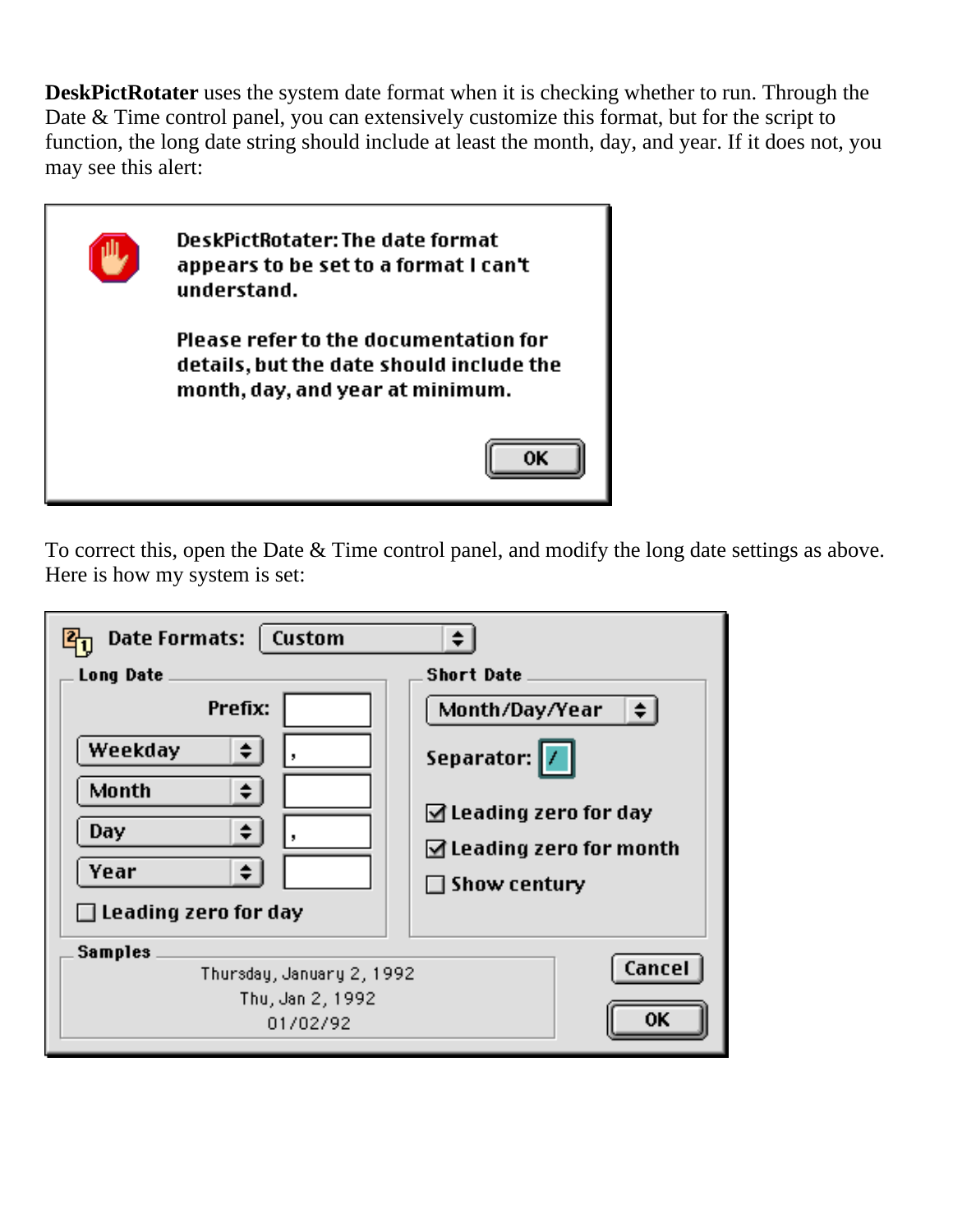**DeskPictRotater** uses the system date format when it is checking whether to run. Through the Date & Time control panel, you can extensively customize this format, but for the script to function, the long date string should include at least the month, day, and year. If it does not, you may see this alert:

> DeskPictRotater: The date format appears to be set to a format I can't understand.
>
> Please refer to the documentation for details, but the date should include the month, day, and year at minimum.
>
> OK

To correct this, open the Date & Time control panel, and modify the long date settings as above. Here is how my system is set:

**Date Formats:** Custom

**Long Date**

| | |
|---|---|
| Prefix: | |
| Weekday | , |
| Month | |
| Day | , |
| Year | |

☐ Leading zero for day

**Short Date**

Month/Day/Year

Separator: /

☑ Leading zero for day
☑ Leading zero for month
☐ Show century

**Samples**

Thursday, January 2, 1992
Thu, Jan 2, 1992
01/02/92

Cancel | OK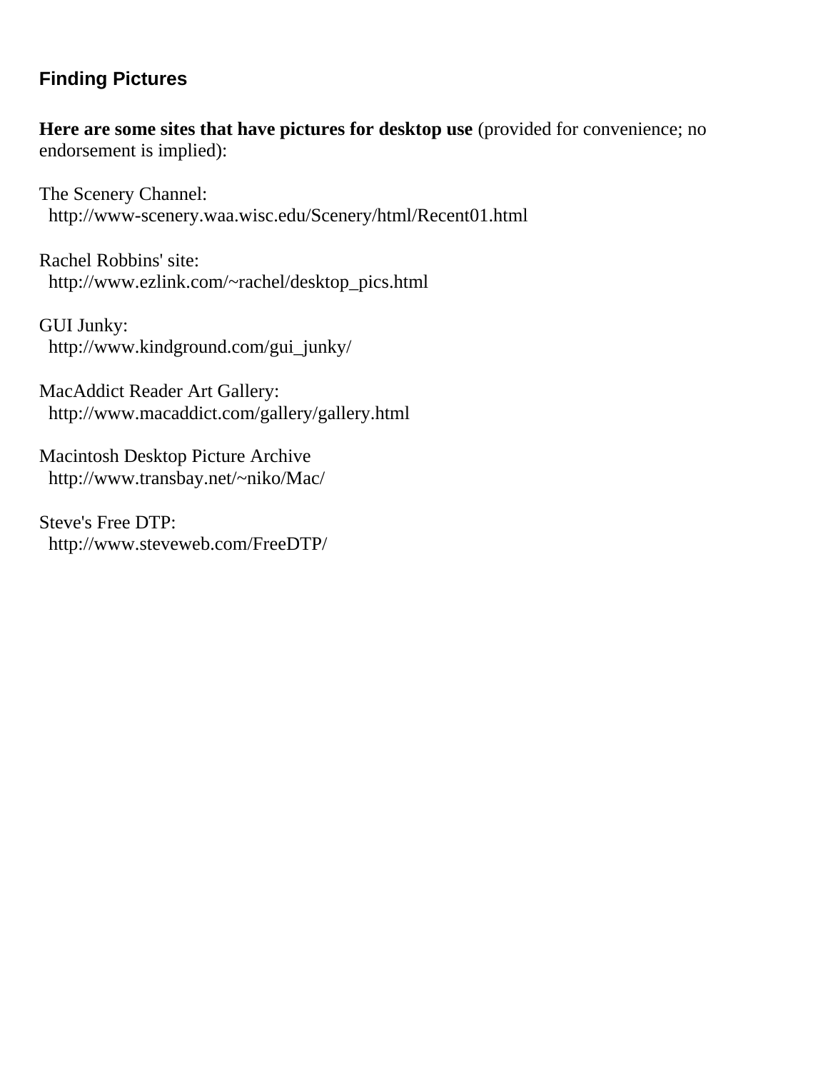## Finding Pictures

**Here are some sites that have pictures for desktop use** (provided for convenience; no endorsement is implied):

The Scenery Channel:
http://www-scenery.waa.wisc.edu/Scenery/html/Recent01.html

Rachel Robbins' site:
http://www.ezlink.com/~rachel/desktop_pics.html

GUI Junky:
http://www.kindground.com/gui_junky/

MacAddict Reader Art Gallery:
http://www.macaddict.com/gallery/gallery.html

Macintosh Desktop Picture Archive
http://www.transbay.net/~niko/Mac/

Steve's Free DTP:
http://www.steveweb.com/FreeDTP/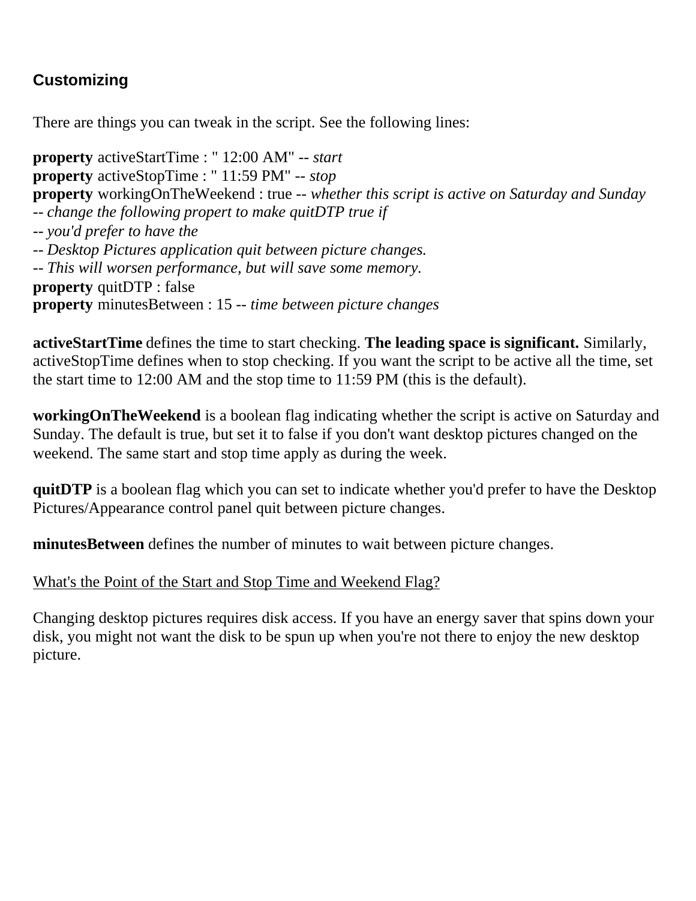### Customizing

There are things you can tweak in the script. See the following lines:

**property** activeStartTime : " 12:00 AM" -- *start*
**property** activeStopTime : " 11:59 PM" -- *stop*
**property** workingOnTheWeekend : true -- *whether this script is active on Saturday and Sunday*
-- *change the following propert to make quitDTP true if*
-- *you'd prefer to have the*
-- *Desktop Pictures application quit between picture changes.*
-- *This will worsen performance, but will save some memory.*
**property** quitDTP : false
**property** minutesBetween : 15 -- *time between picture changes*

**activeStartTime** defines the time to start checking. **The leading space is significant.** Similarly, activeStopTime defines when to stop checking. If you want the script to be active all the time, set the start time to 12:00 AM and the stop time to 11:59 PM (this is the default).

**workingOnTheWeekend** is a boolean flag indicating whether the script is active on Saturday and Sunday. The default is true, but set it to false if you don't want desktop pictures changed on the weekend. The same start and stop time apply as during the week.

**quitDTP** is a boolean flag which you can set to indicate whether you'd prefer to have the Desktop Pictures/Appearance control panel quit between picture changes.

**minutesBetween** defines the number of minutes to wait between picture changes.

What's the Point of the Start and Stop Time and Weekend Flag?

Changing desktop pictures requires disk access. If you have an energy saver that spins down your disk, you might not want the disk to be spun up when you're not there to enjoy the new desktop picture.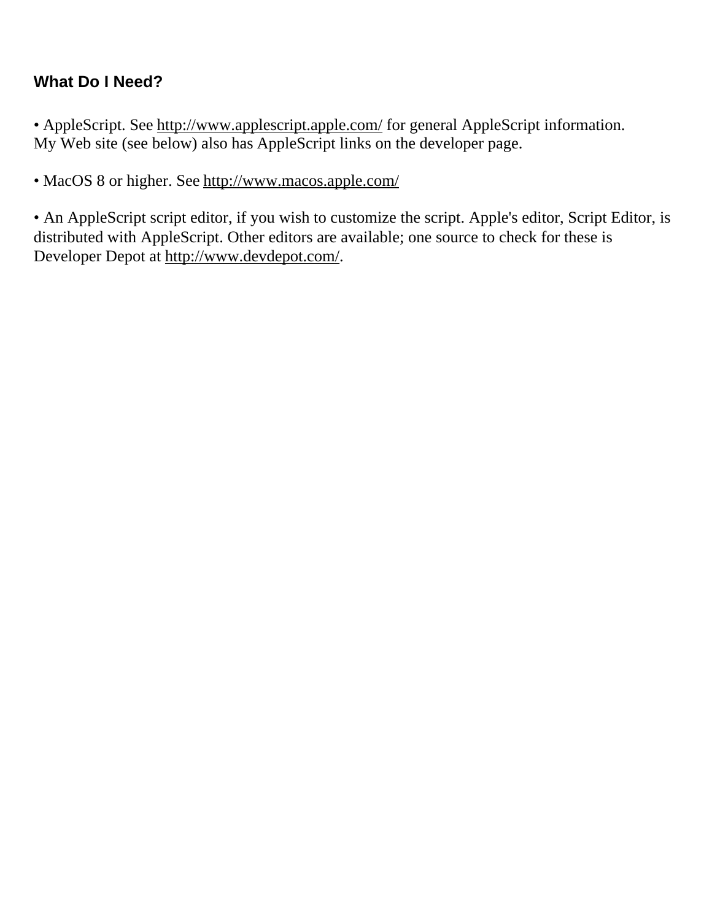## What Do I Need?

• AppleScript. See http://www.applescript.apple.com/ for general AppleScript information. My Web site (see below) also has AppleScript links on the developer page.

• MacOS 8 or higher. See http://www.macos.apple.com/

• An AppleScript script editor, if you wish to customize the script. Apple's editor, Script Editor, is distributed with AppleScript. Other editors are available; one source to check for these is Developer Depot at http://www.devdepot.com/.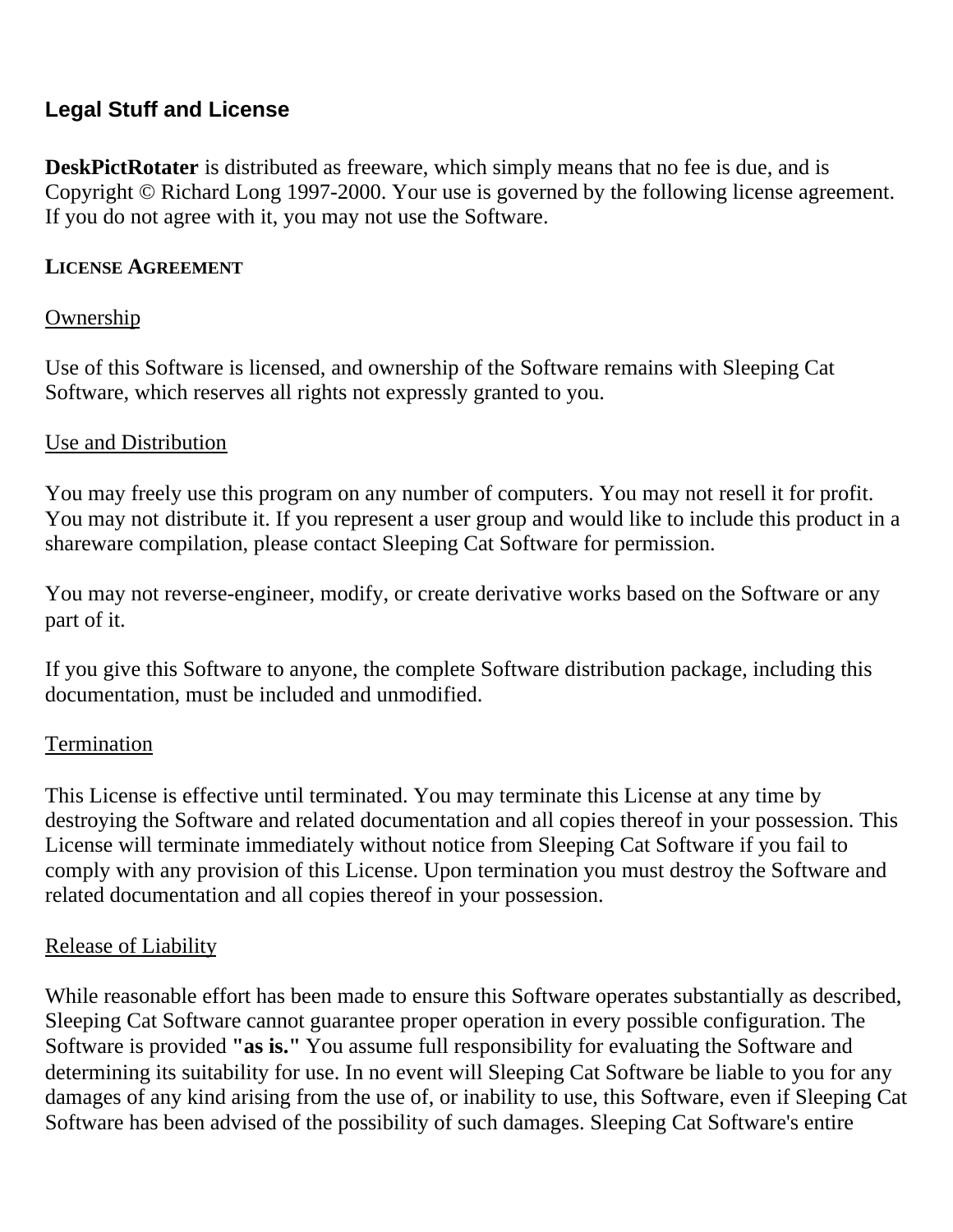## Legal Stuff and License

**DeskPictRotater** is distributed as freeware, which simply means that no fee is due, and is Copyright © Richard Long 1997-2000. Your use is governed by the following license agreement. If you do not agree with it, you may not use the Software.

**LICENSE AGREEMENT**

Ownership

Use of this Software is licensed, and ownership of the Software remains with Sleeping Cat Software, which reserves all rights not expressly granted to you.

Use and Distribution

You may freely use this program on any number of computers. You may not resell it for profit. You may not distribute it. If you represent a user group and would like to include this product in a shareware compilation, please contact Sleeping Cat Software for permission.

You may not reverse-engineer, modify, or create derivative works based on the Software or any part of it.

If you give this Software to anyone, the complete Software distribution package, including this documentation, must be included and unmodified.

Termination

This License is effective until terminated. You may terminate this License at any time by destroying the Software and related documentation and all copies thereof in your possession. This License will terminate immediately without notice from Sleeping Cat Software if you fail to comply with any provision of this License. Upon termination you must destroy the Software and related documentation and all copies thereof in your possession.

Release of Liability

While reasonable effort has been made to ensure this Software operates substantially as described, Sleeping Cat Software cannot guarantee proper operation in every possible configuration. The Software is provided **"as is."** You assume full responsibility for evaluating the Software and determining its suitability for use. In no event will Sleeping Cat Software be liable to you for any damages of any kind arising from the use of, or inability to use, this Software, even if Sleeping Cat Software has been advised of the possibility of such damages. Sleeping Cat Software's entire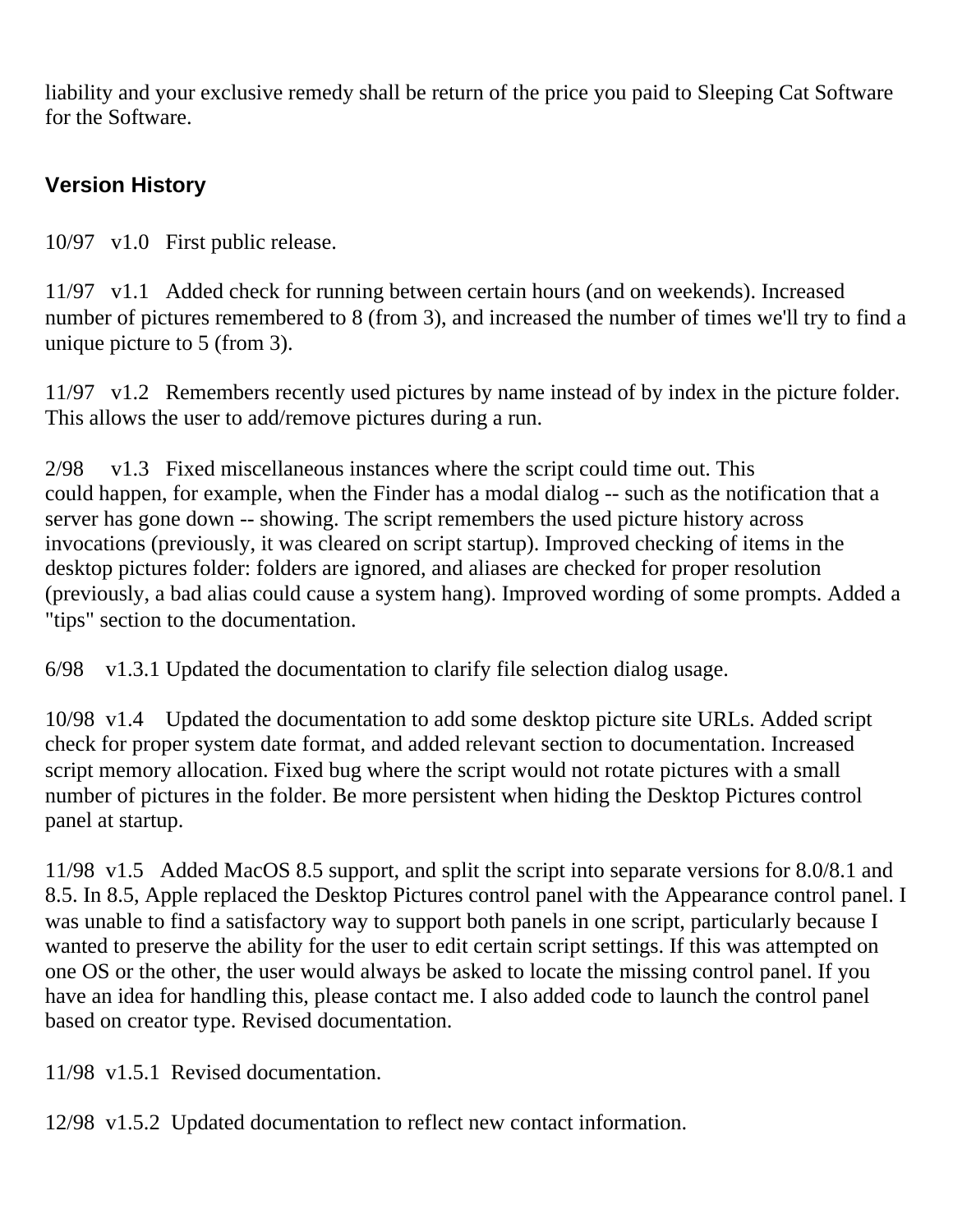liability and your exclusive remedy shall be return of the price you paid to Sleeping Cat Software for the Software.

## Version History

10/97 v1.0 First public release.

11/97 v1.1 Added check for running between certain hours (and on weekends). Increased number of pictures remembered to 8 (from 3), and increased the number of times we'll try to find a unique picture to 5 (from 3).

11/97 v1.2 Remembers recently used pictures by name instead of by index in the picture folder. This allows the user to add/remove pictures during a run.

2/98 v1.3 Fixed miscellaneous instances where the script could time out. This could happen, for example, when the Finder has a modal dialog -- such as the notification that a server has gone down -- showing. The script remembers the used picture history across invocations (previously, it was cleared on script startup). Improved checking of items in the desktop pictures folder: folders are ignored, and aliases are checked for proper resolution (previously, a bad alias could cause a system hang). Improved wording of some prompts. Added a "tips" section to the documentation.

6/98 v1.3.1 Updated the documentation to clarify file selection dialog usage.

10/98 v1.4 Updated the documentation to add some desktop picture site URLs. Added script check for proper system date format, and added relevant section to documentation. Increased script memory allocation. Fixed bug where the script would not rotate pictures with a small number of pictures in the folder. Be more persistent when hiding the Desktop Pictures control panel at startup.

11/98 v1.5 Added MacOS 8.5 support, and split the script into separate versions for 8.0/8.1 and 8.5. In 8.5, Apple replaced the Desktop Pictures control panel with the Appearance control panel. I was unable to find a satisfactory way to support both panels in one script, particularly because I wanted to preserve the ability for the user to edit certain script settings. If this was attempted on one OS or the other, the user would always be asked to locate the missing control panel. If you have an idea for handling this, please contact me. I also added code to launch the control panel based on creator type. Revised documentation.

11/98 v1.5.1 Revised documentation.

12/98 v1.5.2 Updated documentation to reflect new contact information.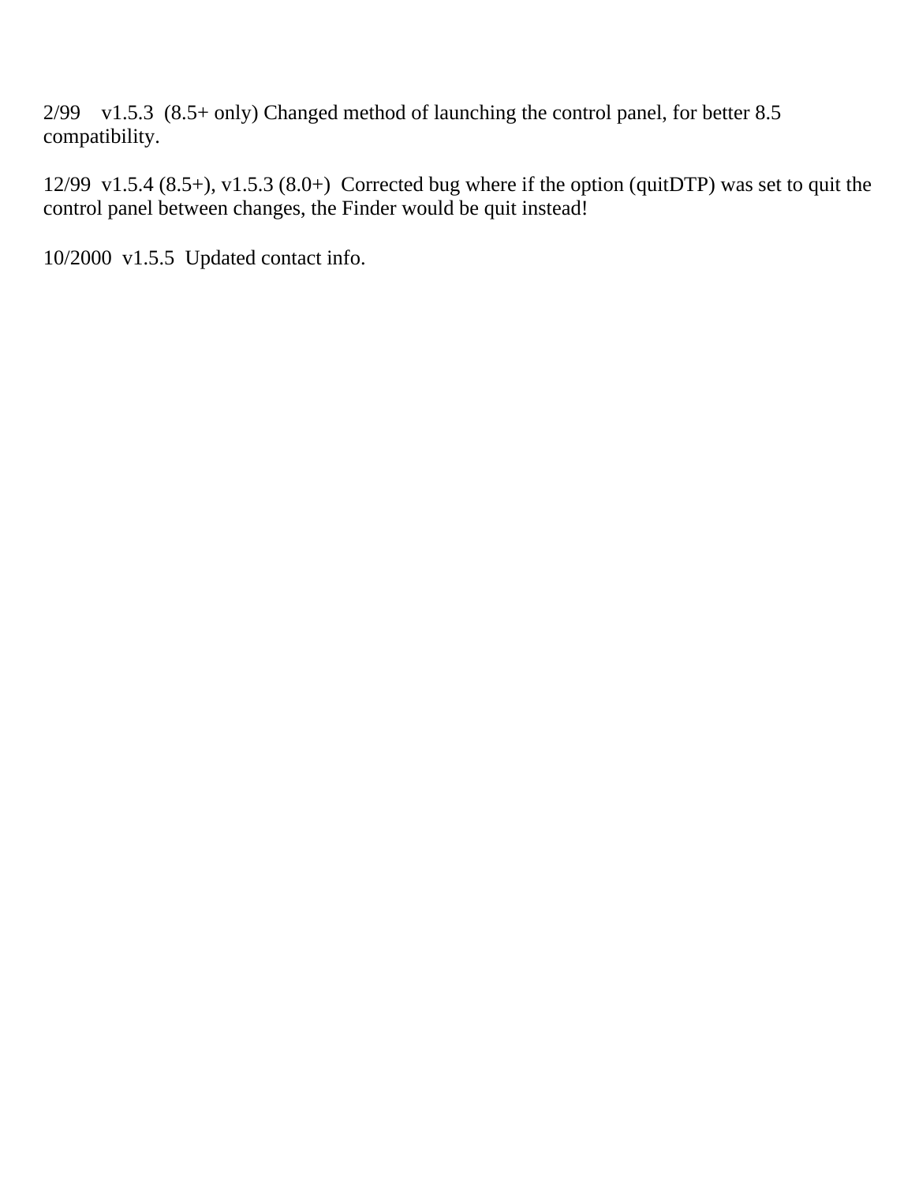2/99    v1.5.3  (8.5+ only) Changed method of launching the control panel, for better 8.5 compatibility.

12/99  v1.5.4 (8.5+), v1.5.3 (8.0+)  Corrected bug where if the option (quitDTP) was set to quit the control panel between changes, the Finder would be quit instead!

10/2000  v1.5.5  Updated contact info.